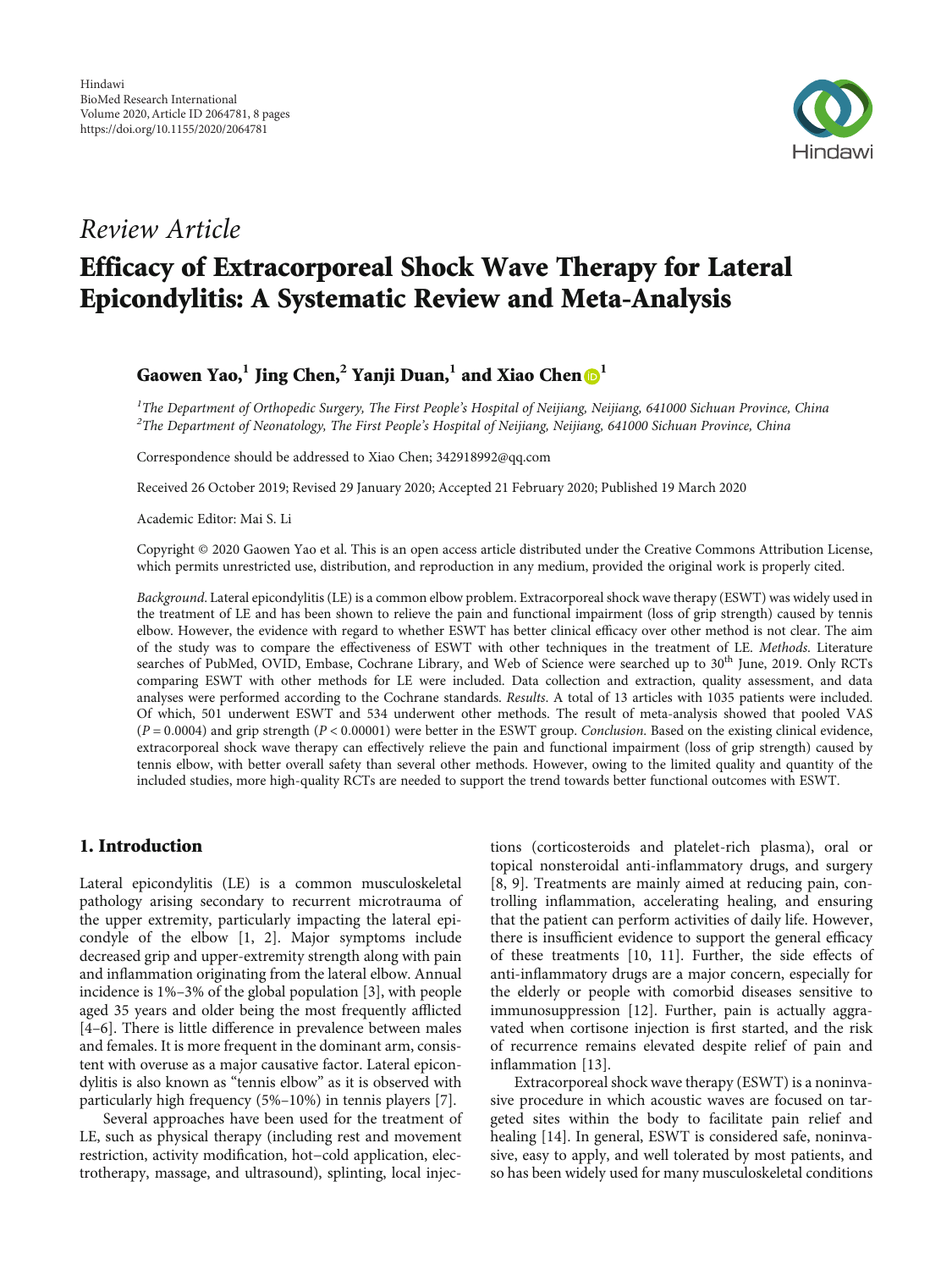Hindawi
BioMed Research International
Volume 2020, Article ID 2064781, 8 pages
https://doi.org/10.1155/2020/2064781

*Review Article*

# Efficacy of Extracorporeal Shock Wave Therapy for Lateral Epicondylitis: A Systematic Review and Meta-Analysis

**Gaowen Yao,[1] Jing Chen,[2] Yanji Duan,[1] and Xiao Chen[1]**

[1]*The Department of Orthopedic Surgery, The First People's Hospital of Neijiang, Neijiang, 641000 Sichuan Province, China*
[2]*The Department of Neonatology, The First People's Hospital of Neijiang, Neijiang, 641000 Sichuan Province, China*

Correspondence should be addressed to Xiao Chen; 342918992@qq.com

Received 26 October 2019; Revised 29 January 2020; Accepted 21 February 2020; Published 19 March 2020

Academic Editor: Mai S. Li

Copyright © 2020 Gaowen Yao et al. This is an open access article distributed under the Creative Commons Attribution License, which permits unrestricted use, distribution, and reproduction in any medium, provided the original work is properly cited.

*Background*. Lateral epicondylitis (LE) is a common elbow problem. Extracorporeal shock wave therapy (ESWT) was widely used in the treatment of LE and has been shown to relieve the pain and functional impairment (loss of grip strength) caused by tennis elbow. However, the evidence with regard to whether ESWT has better clinical efficacy over other method is not clear. The aim of the study was to compare the effectiveness of ESWT with other techniques in the treatment of LE. *Methods*. Literature searches of PubMed, OVID, Embase, Cochrane Library, and Web of Science were searched up to 30th June, 2019. Only RCTs comparing ESWT with other methods for LE were included. Data collection and extraction, quality assessment, and data analyses were performed according to the Cochrane standards. *Results*. A total of 13 articles with 1035 patients were included. Of which, 501 underwent ESWT and 534 underwent other methods. The result of meta-analysis showed that pooled VAS ($P = 0.0004$) and grip strength ($P < 0.00001$) were better in the ESWT group. *Conclusion*. Based on the existing clinical evidence, extracorporeal shock wave therapy can effectively relieve the pain and functional impairment (loss of grip strength) caused by tennis elbow, with better overall safety than several other methods. However, owing to the limited quality and quantity of the included studies, more high-quality RCTs are needed to support the trend towards better functional outcomes with ESWT.

## 1. Introduction

Lateral epicondylitis (LE) is a common musculoskeletal pathology arising secondary to recurrent microtrauma of the upper extremity, particularly impacting the lateral epicondyle of the elbow [1, 2]. Major symptoms include decreased grip and upper-extremity strength along with pain and inflammation originating from the lateral elbow. Annual incidence is 1%–3% of the global population [3], with people aged 35 years and older being the most frequently afflicted [4–6]. There is little difference in prevalence between males and females. It is more frequent in the dominant arm, consistent with overuse as a major causative factor. Lateral epicondylitis is also known as "tennis elbow" as it is observed with particularly high frequency (5%–10%) in tennis players [7].

Several approaches have been used for the treatment of LE, such as physical therapy (including rest and movement restriction, activity modification, hot–cold application, electrotherapy, massage, and ultrasound), splinting, local injections (corticosteroids and platelet-rich plasma), oral or topical nonsteroidal anti-inflammatory drugs, and surgery [8, 9]. Treatments are mainly aimed at reducing pain, controlling inflammation, accelerating healing, and ensuring that the patient can perform activities of daily life. However, there is insufficient evidence to support the general efficacy of these treatments [10, 11]. Further, the side effects of anti-inflammatory drugs are a major concern, especially for the elderly or people with comorbid diseases sensitive to immunosuppression [12]. Further, pain is actually aggravated when cortisone injection is first started, and the risk of recurrence remains elevated despite relief of pain and inflammation [13].

Extracorporeal shock wave therapy (ESWT) is a noninvasive procedure in which acoustic waves are focused on targeted sites within the body to facilitate pain relief and healing [14]. In general, ESWT is considered safe, noninvasive, easy to apply, and well tolerated by most patients, and so has been widely used for many musculoskeletal conditions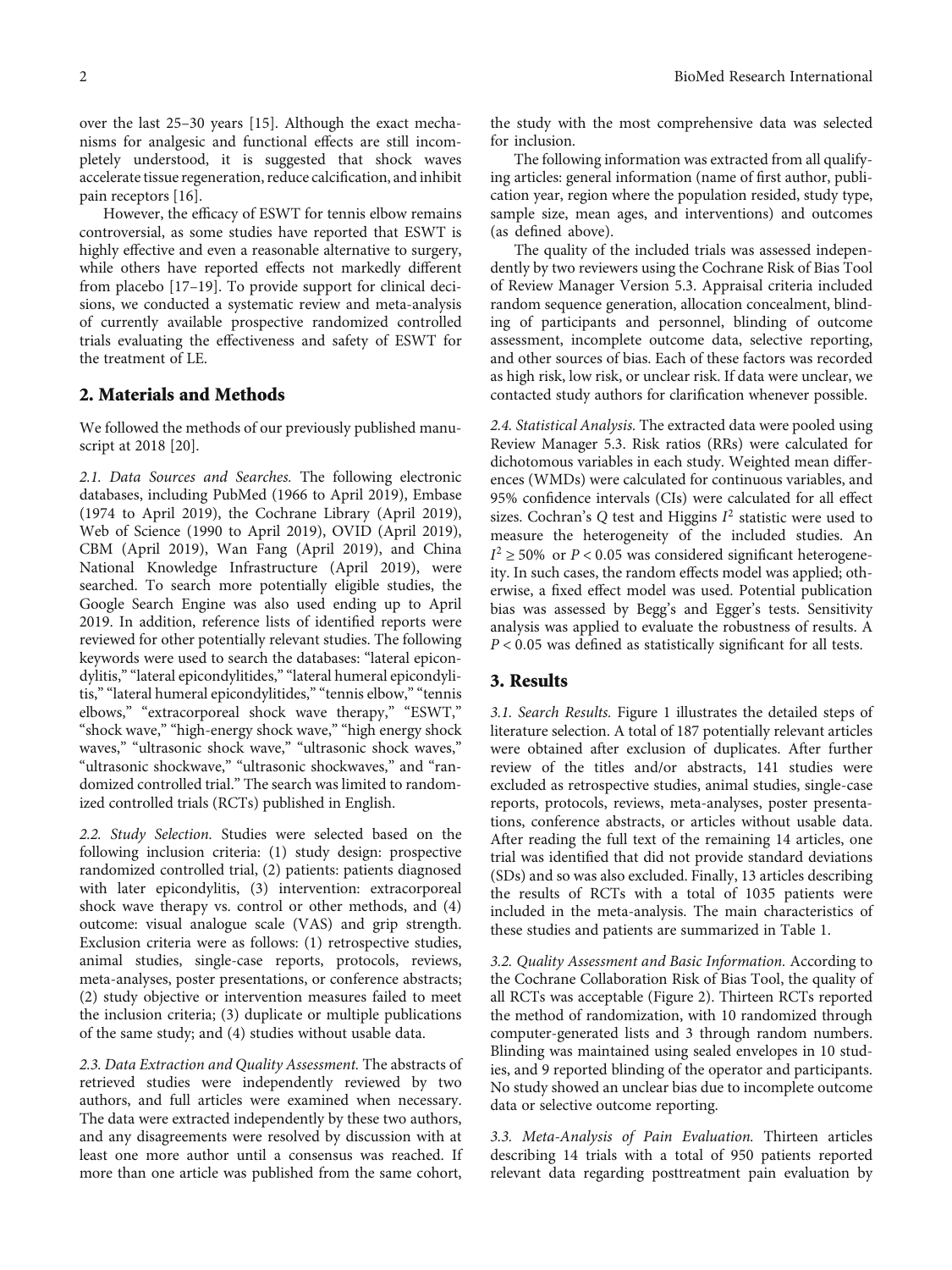over the last 25–30 years [15]. Although the exact mechanisms for analgesic and functional effects are still incompletely understood, it is suggested that shock waves accelerate tissue regeneration, reduce calcification, and inhibit pain receptors [16].

However, the efficacy of ESWT for tennis elbow remains controversial, as some studies have reported that ESWT is highly effective and even a reasonable alternative to surgery, while others have reported effects not markedly different from placebo [17–19]. To provide support for clinical decisions, we conducted a systematic review and meta-analysis of currently available prospective randomized controlled trials evaluating the effectiveness and safety of ESWT for the treatment of LE.

## 2. Materials and Methods

We followed the methods of our previously published manuscript at 2018 [20].

*2.1. Data Sources and Searches.* The following electronic databases, including PubMed (1966 to April 2019), Embase (1974 to April 2019), the Cochrane Library (April 2019), Web of Science (1990 to April 2019), OVID (April 2019), CBM (April 2019), Wan Fang (April 2019), and China National Knowledge Infrastructure (April 2019), were searched. To search more potentially eligible studies, the Google Search Engine was also used ending up to April 2019. In addition, reference lists of identified reports were reviewed for other potentially relevant studies. The following keywords were used to search the databases: "lateral epicondylitis," "lateral epicondylitides," "lateral humeral epicondylitis," "lateral humeral epicondylitides," "tennis elbow," "tennis elbows," "extracorporeal shock wave therapy," "ESWT," "shock wave," "high-energy shock wave," "high energy shock waves," "ultrasonic shock wave," "ultrasonic shock waves," "ultrasonic shockwave," "ultrasonic shockwaves," and "randomized controlled trial." The search was limited to randomized controlled trials (RCTs) published in English.

*2.2. Study Selection.* Studies were selected based on the following inclusion criteria: (1) study design: prospective randomized controlled trial, (2) patients: patients diagnosed with later epicondylitis, (3) intervention: extracorporeal shock wave therapy vs. control or other methods, and (4) outcome: visual analogue scale (VAS) and grip strength. Exclusion criteria were as follows: (1) retrospective studies, animal studies, single-case reports, protocols, reviews, meta-analyses, poster presentations, or conference abstracts; (2) study objective or intervention measures failed to meet the inclusion criteria; (3) duplicate or multiple publications of the same study; and (4) studies without usable data.

*2.3. Data Extraction and Quality Assessment.* The abstracts of retrieved studies were independently reviewed by two authors, and full articles were examined when necessary. The data were extracted independently by these two authors, and any disagreements were resolved by discussion with at least one more author until a consensus was reached. If more than one article was published from the same cohort, the study with the most comprehensive data was selected for inclusion.

The following information was extracted from all qualifying articles: general information (name of first author, publication year, region where the population resided, study type, sample size, mean ages, and interventions) and outcomes (as defined above).

The quality of the included trials was assessed independently by two reviewers using the Cochrane Risk of Bias Tool of Review Manager Version 5.3. Appraisal criteria included random sequence generation, allocation concealment, blinding of participants and personnel, blinding of outcome assessment, incomplete outcome data, selective reporting, and other sources of bias. Each of these factors was recorded as high risk, low risk, or unclear risk. If data were unclear, we contacted study authors for clarification whenever possible.

*2.4. Statistical Analysis.* The extracted data were pooled using Review Manager 5.3. Risk ratios (RRs) were calculated for dichotomous variables in each study. Weighted mean differences (WMDs) were calculated for continuous variables, and 95% confidence intervals (CIs) were calculated for all effect sizes. Cochran's $Q$ test and Higgins $I^2$ statistic were used to measure the heterogeneity of the included studies. An $I^2 \geq 50\%$ or $P < 0.05$ was considered significant heterogeneity. In such cases, the random effects model was applied; otherwise, a fixed effect model was used. Potential publication bias was assessed by Begg's and Egger's tests. Sensitivity analysis was applied to evaluate the robustness of results. A $P < 0.05$ was defined as statistically significant for all tests.

## 3. Results

*3.1. Search Results.* Figure 1 illustrates the detailed steps of literature selection. A total of 187 potentially relevant articles were obtained after exclusion of duplicates. After further review of the titles and/or abstracts, 141 studies were excluded as retrospective studies, animal studies, single-case reports, protocols, reviews, meta-analyses, poster presentations, conference abstracts, or articles without usable data. After reading the full text of the remaining 14 articles, one trial was identified that did not provide standard deviations (SDs) and so was also excluded. Finally, 13 articles describing the results of RCTs with a total of 1035 patients were included in the meta-analysis. The main characteristics of these studies and patients are summarized in Table 1.

*3.2. Quality Assessment and Basic Information.* According to the Cochrane Collaboration Risk of Bias Tool, the quality of all RCTs was acceptable (Figure 2). Thirteen RCTs reported the method of randomization, with 10 randomized through computer-generated lists and 3 through random numbers. Blinding was maintained using sealed envelopes in 10 studies, and 9 reported blinding of the operator and participants. No study showed an unclear bias due to incomplete outcome data or selective outcome reporting.

*3.3. Meta-Analysis of Pain Evaluation.* Thirteen articles describing 14 trials with a total of 950 patients reported relevant data regarding posttreatment pain evaluation by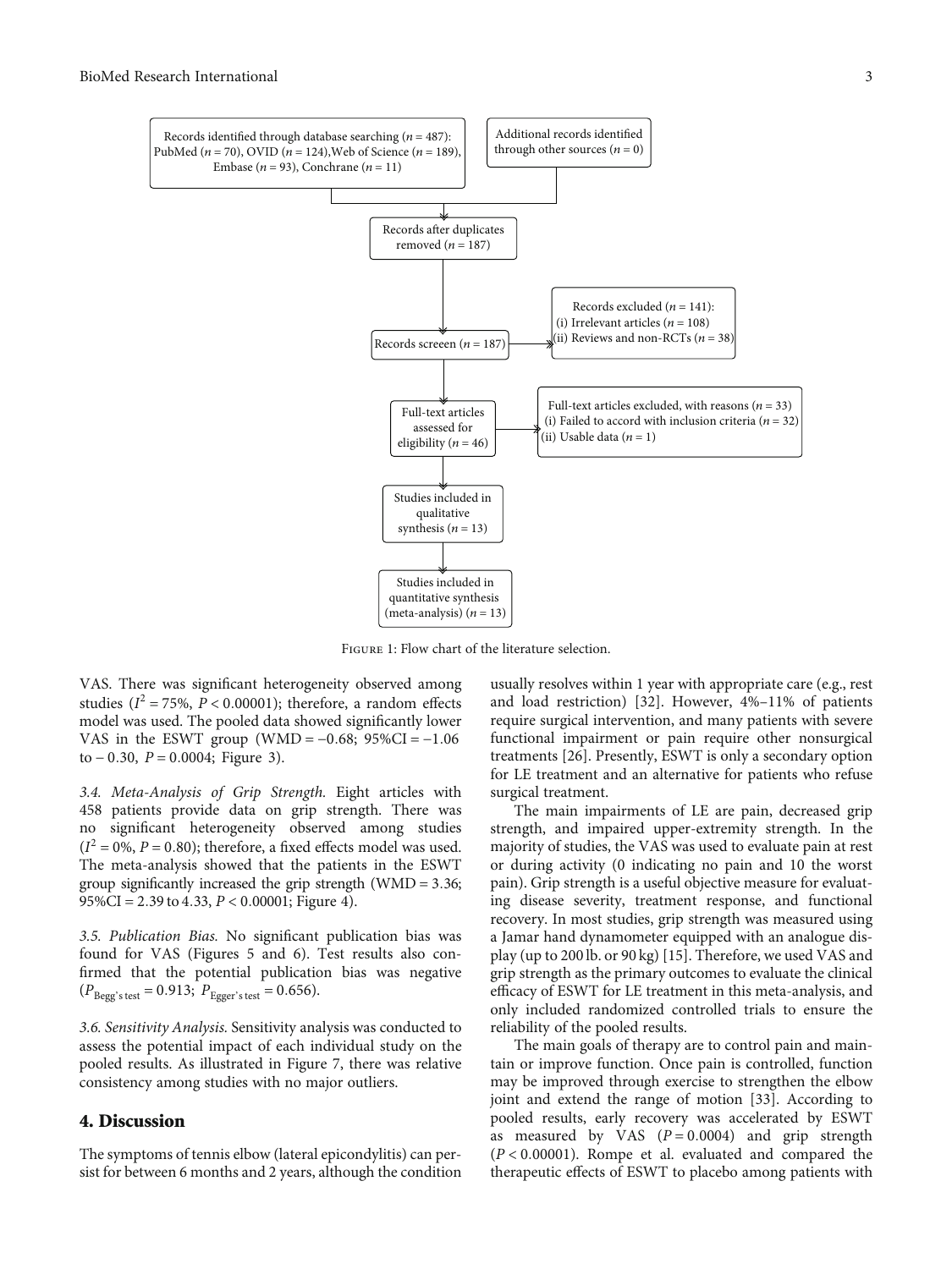Records identified through database searching ($n = 487$): PubMed ($n = 70$), OVID ($n = 124$), Web of Science ($n = 189$), Embase ($n = 93$), Conchrane ($n = 11$)

Additional records identified through other sources ($n = 0$)

Records after duplicates removed ($n = 187$)

Records screeen ($n = 187$)

Records excluded ($n = 141$):
(i) Irrelevant articles ($n = 108$)
(ii) Reviews and non-RCTs ($n = 38$)

Full-text articles assessed for eligibility ($n = 46$)

Full-text articles excluded, with reasons ($n = 33$)
(i) Failed to accord with inclusion criteria ($n = 32$)
(ii) Usable data ($n = 1$)

Studies included in qualitative synthesis ($n = 13$)

Studies included in quantitative synthesis (meta-analysis) ($n = 13$)

Figure 1: Flow chart of the literature selection.

VAS. There was significant heterogeneity observed among studies ($I^2 = 75\%$, $P < 0.00001$); therefore, a random effects model was used. The pooled data showed significantly lower VAS in the ESWT group (WMD = −0.68; 95%CI = −1.06 to − 0.30, $P = 0.0004$; Figure 3).

*3.4. Meta-Analysis of Grip Strength.* Eight articles with 458 patients provide data on grip strength. There was no significant heterogeneity observed among studies ($I^2 = 0\%$, $P = 0.80$); therefore, a fixed effects model was used. The meta-analysis showed that the patients in the ESWT group significantly increased the grip strength (WMD = 3.36; 95%CI = 2.39 to 4.33, $P < 0.00001$; Figure 4).

*3.5. Publication Bias.* No significant publication bias was found for VAS (Figures 5 and 6). Test results also confirmed that the potential publication bias was negative ($P_{\text{Begg's test}} = 0.913$; $P_{\text{Egger's test}} = 0.656$).

*3.6. Sensitivity Analysis.* Sensitivity analysis was conducted to assess the potential impact of each individual study on the pooled results. As illustrated in Figure 7, there was relative consistency among studies with no major outliers.

## 4. Discussion

The symptoms of tennis elbow (lateral epicondylitis) can persist for between 6 months and 2 years, although the condition usually resolves within 1 year with appropriate care (e.g., rest and load restriction) [32]. However, 4%–11% of patients require surgical intervention, and many patients with severe functional impairment or pain require other nonsurgical treatments [26]. Presently, ESWT is only a secondary option for LE treatment and an alternative for patients who refuse surgical treatment.

The main impairments of LE are pain, decreased grip strength, and impaired upper-extremity strength. In the majority of studies, the VAS was used to evaluate pain at rest or during activity (0 indicating no pain and 10 the worst pain). Grip strength is a useful objective measure for evaluating disease severity, treatment response, and functional recovery. In most studies, grip strength was measured using a Jamar hand dynamometer equipped with an analogue display (up to 200 lb. or 90 kg) [15]. Therefore, we used VAS and grip strength as the primary outcomes to evaluate the clinical efficacy of ESWT for LE treatment in this meta-analysis, and only included randomized controlled trials to ensure the reliability of the pooled results.

The main goals of therapy are to control pain and maintain or improve function. Once pain is controlled, function may be improved through exercise to strengthen the elbow joint and extend the range of motion [33]. According to pooled results, early recovery was accelerated by ESWT as measured by VAS ($P = 0.0004$) and grip strength ($P < 0.00001$). Rompe et al. evaluated and compared the therapeutic effects of ESWT to placebo among patients with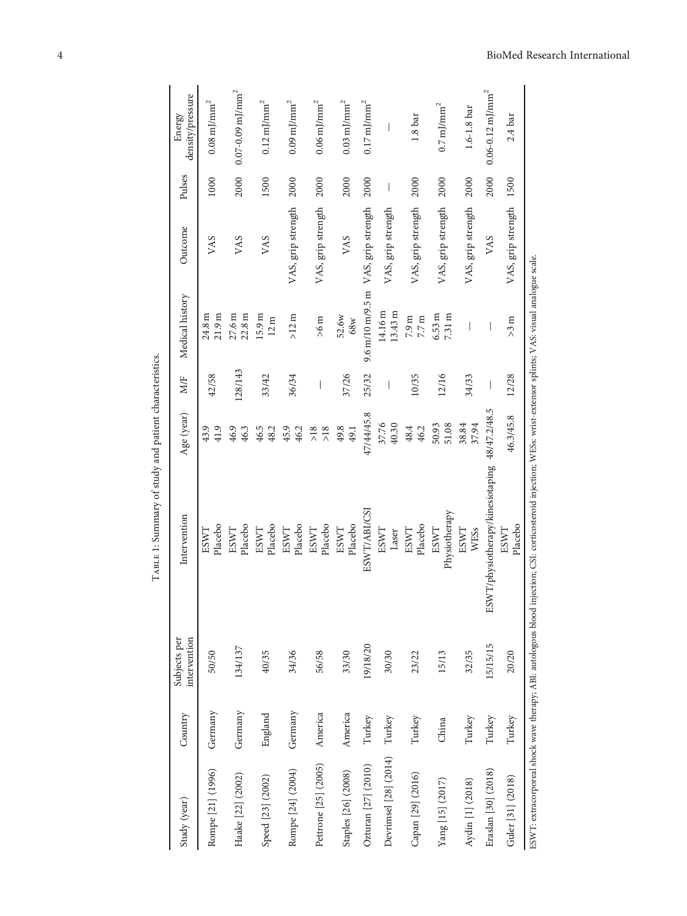Table 1: Summary of study and patient characteristics.

| Study (year) | Country | Subjects per intervention | Intervention | Age (year) | M/F | Medical history | Outcome | Pulses | Energy density/pressure |
|---|---|---|---|---|---|---|---|---|---|
| Rompe [21] (1996) | Germany | 50/50 | ESWT<br>Placebo | 43.9<br>41.9 | 42/58 | 24.8 m<br>21.9 m | VAS | 1000 | 0.08 mJ/mm$^2$ |
| Haake [22] (2002) | Germany | 134/137 | ESWT<br>Placebo | 46.9<br>46.3 | 128/143 | 27.6 m<br>22.8 m | VAS | 2000 | 0.07-0.09 mJ/mm$^2$ |
| Speed [23] (2002) | England | 40/35 | ESWT<br>Placebo | 46.5<br>48.2 | 33/42 | 15.9 m<br>12 m | VAS | 1500 | 0.12 mJ/mm$^2$ |
| Rompe [24] (2004) | Germany | 34/36 | ESWT<br>Placebo | 45.9<br>46.2 | 36/34 | >12 m | VAS, grip strength | 2000 | 0.09 mJ/mm$^2$ |
| Pettrone [25] (2005) | America | 56/58 | ESWT<br>Placebo | >18<br>>18 | — | >6 m | VAS, grip strength | 2000 | 0.06 mJ/mm$^2$ |
| Staples [26] (2008) | America | 33/30 | ESWT<br>Placebo | 49.8<br>49.1 | 37/26 | 52.6w<br>68w | VAS | 2000 | 0.03 mJ/mm$^2$ |
| Ozturan [27] (2010) | Turkey | 19/18/20 | ESWT/ABI/CSI | 47/44/45.8 | 25/32 | 9.6 m/10 m/9.5 m | VAS, grip strength | 2000 | 0.17 mJ/mm$^2$ |
| Devrimsel [28] (2014) | Turkey | 30/30 | ESWT<br>Laser | 37.76<br>40.30 | — | 14.16 m<br>13.43 m | VAS, grip strength | — | — |
| Capan [29] (2016) | Turkey | 23/22 | ESWT<br>Placebo | 48.4<br>46.2 | 10/35 | 7.9 m<br>7.7 m | VAS, grip strength | 2000 | 1.8 bar |
| Yang [15] (2017) | China | 15/13 | ESWT<br>Physiotherapy | 50.93<br>51.08 | 12/16 | 6.53 m<br>7.31 m | VAS, grip strength | 2000 | 0.7 mJ/mm$^2$ |
| Aydin [1] (2018) | Turkey | 32/35 | ESWT<br>WESs | 38.84<br>37.94 | 34/33 | — | VAS, grip strength | 2000 | 1.6-1.8 bar |
| Eraslan [30] (2018) | Turkey | 15/15/15 | ESWT/physiotherapy/kinesiotaping | 48/47.2/48.5 | — | — | VAS | 2000 | 0.06-0.12 mJ/mm$^2$ |
| Guler [31] (2018) | Turkey | 20/20 | ESWT<br>Placebo | 46.3/45.8 | 12/28 | >3 m | VAS, grip strength | 1500 | 2.4 bar |

ESWT: extracorporeal shock wave therapy; ABI: autologous blood injection; CSI: corticosteroid injection; WESs: wrist-extensor splints; VAS: visual analogue scale.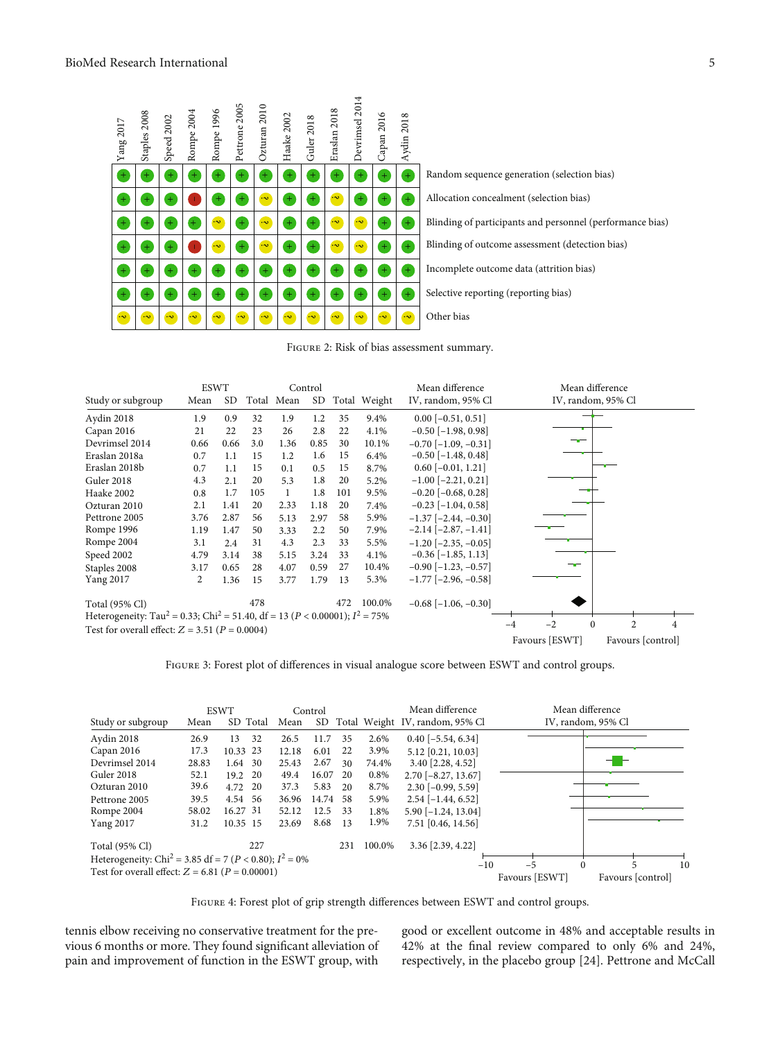| | Yang 2017 | Staples 2008 | Speed 2002 | Rompe 2004 | Rompe 1996 | Pettrone 2005 | Ozturan 2010 | Haake 2002 | Guler 2018 | Eraslan 2018 | Devrimsel 2014 | Capan 2016 | Aydin 2018 |
|---|---|---|---|---|---|---|---|---|---|---|---|---|---|
| Random sequence generation (selection bias) | + | + | + | + | + | + | + | + | + | + | + | + | + |
| Allocation concealment (selection bias) | + | + | + | − | + | + | ? | + | + | ? | + | + | + |
| Blinding of participants and personnel (performance bias) | + | + | + | + | ? | + | ? | + | + | ? | ? | + | + |
| Blinding of outcome assessment (detection bias) | + | + | + | − | ? | + | ? | + | + | ? | ? | + | + |
| Incomplete outcome data (attrition bias) | + | + | + | + | + | + | + | + | + | + | + | + | + |
| Selective reporting (reporting bias) | + | + | + | + | + | + | + | + | + | + | + | + | + |
| Other bias | ? | ? | ? | ? | ? | ? | ? | ? | ? | ? | ? | ? | ? |

Figure 2: Risk of bias assessment summary.

| Study or subgroup | ESWT Mean | ESWT SD | ESWT Total | Control Mean | Control SD | Control Total | Weight | Mean difference IV, random, 95% CI |
|---|---|---|---|---|---|---|---|---|
| Aydin 2018 | 1.9 | 0.9 | 32 | 1.9 | 1.2 | 35 | 9.4% | 0.00 [−0.51, 0.51] |
| Capan 2016 | 21 | 22 | 23 | 26 | 2.8 | 22 | 4.1% | −0.50 [−1.98, 0.98] |
| Devrimsel 2014 | 0.66 | 0.66 | 3.0 | 1.36 | 0.85 | 30 | 10.1% | −0.70 [−1.09, −0.31] |
| Eraslan 2018a | 0.7 | 1.1 | 15 | 1.2 | 1.6 | 15 | 6.4% | −0.50 [−1.48, 0.48] |
| Eraslan 2018b | 0.7 | 1.1 | 15 | 0.1 | 0.5 | 15 | 8.7% | 0.60 [−0.01, 1.21] |
| Guler 2018 | 4.3 | 2.1 | 20 | 5.3 | 1.8 | 20 | 5.2% | −1.00 [−2.21, 0.21] |
| Haake 2002 | 0.8 | 1.7 | 105 | 1 | 1.8 | 101 | 9.5% | −0.20 [−0.68, 0.28] |
| Ozturan 2010 | 2.1 | 1.41 | 20 | 2.33 | 1.18 | 20 | 7.4% | −0.23 [−1.04, 0.58] |
| Pettrone 2005 | 3.76 | 2.87 | 56 | 5.13 | 2.97 | 58 | 5.9% | −1.37 [−2.44, −0.30] |
| Rompe 1996 | 1.19 | 1.47 | 50 | 3.33 | 2.2 | 50 | 7.9% | −2.14 [−2.87, −1.41] |
| Rompe 2004 | 3.1 | 2.4 | 31 | 4.3 | 2.3 | 33 | 5.5% | −1.20 [−2.35, −0.05] |
| Speed 2002 | 4.79 | 3.14 | 38 | 5.15 | 3.24 | 33 | 4.1% | −0.36 [−1.85, 1.13] |
| Staples 2008 | 3.17 | 0.65 | 28 | 4.07 | 0.59 | 27 | 10.4% | −0.90 [−1.23, −0.57] |
| Yang 2017 | 2 | 1.36 | 15 | 3.77 | 1.79 | 13 | 5.3% | −1.77 [−2.96, −0.58] |
| Total (95% CI) | | | 478 | | | 472 | 100.0% | −0.68 [−1.06, −0.30] |

Heterogeneity: $Tau^2 = 0.33$; $Chi^2 = 51.40$, df = 13 ($P < 0.00001$); $I^2 = 75\%$

Test for overall effect: $Z = 3.51$ ($P = 0.0004$)

Favours [ESWT] — Favours [control]

Figure 3: Forest plot of differences in visual analogue score between ESWT and control groups.

| Study or subgroup | ESWT Mean | ESWT SD | ESWT Total | Control Mean | Control SD | Control Total | Weight | Mean difference IV, random, 95% CI |
|---|---|---|---|---|---|---|---|---|
| Aydin 2018 | 26.9 | 13 | 32 | 26.5 | 11.7 | 35 | 2.6% | 0.40 [−5.54, 6.34] |
| Capan 2016 | 17.3 | 10.33 | 23 | 12.18 | 6.01 | 22 | 3.9% | 5.12 [0.21, 10.03] |
| Devrimsel 2014 | 28.83 | 1.64 | 30 | 25.43 | 2.67 | 30 | 74.4% | 3.40 [2.28, 4.52] |
| Guler 2018 | 52.1 | 19.2 | 20 | 49.4 | 16.07 | 20 | 0.8% | 2.70 [−8.27, 13.67] |
| Ozturan 2010 | 39.6 | 4.72 | 20 | 37.3 | 5.83 | 20 | 8.7% | 2.30 [−0.99, 5.59] |
| Pettrone 2005 | 39.5 | 4.54 | 56 | 36.96 | 14.74 | 58 | 5.9% | 2.54 [−1.44, 6.52] |
| Rompe 2004 | 58.02 | 16.27 | 31 | 52.12 | 12.5 | 33 | 1.8% | 5.90 [−1.24, 13.04] |
| Yang 2017 | 31.2 | 10.35 | 15 | 23.69 | 8.68 | 13 | 1.9% | 7.51 [0.46, 14.56] |
| Total (95% CI) | | | 227 | | | 231 | 100.0% | 3.36 [2.39, 4.22] |

Heterogeneity: $Chi^2 = 3.85$ df = 7 ($P < 0.80$); $I^2 = 0\%$

Test for overall effect: $Z = 6.81$ ($P = 0.00001$)

Favours [ESWT] — Favours [control]

Figure 4: Forest plot of grip strength differences between ESWT and control groups.

tennis elbow receiving no conservative treatment for the previous 6 months or more. They found significant alleviation of pain and improvement of function in the ESWT group, with good or excellent outcome in 48% and acceptable results in 42% at the final review compared to only 6% and 24%, respectively, in the placebo group [24]. Pettrone and McCall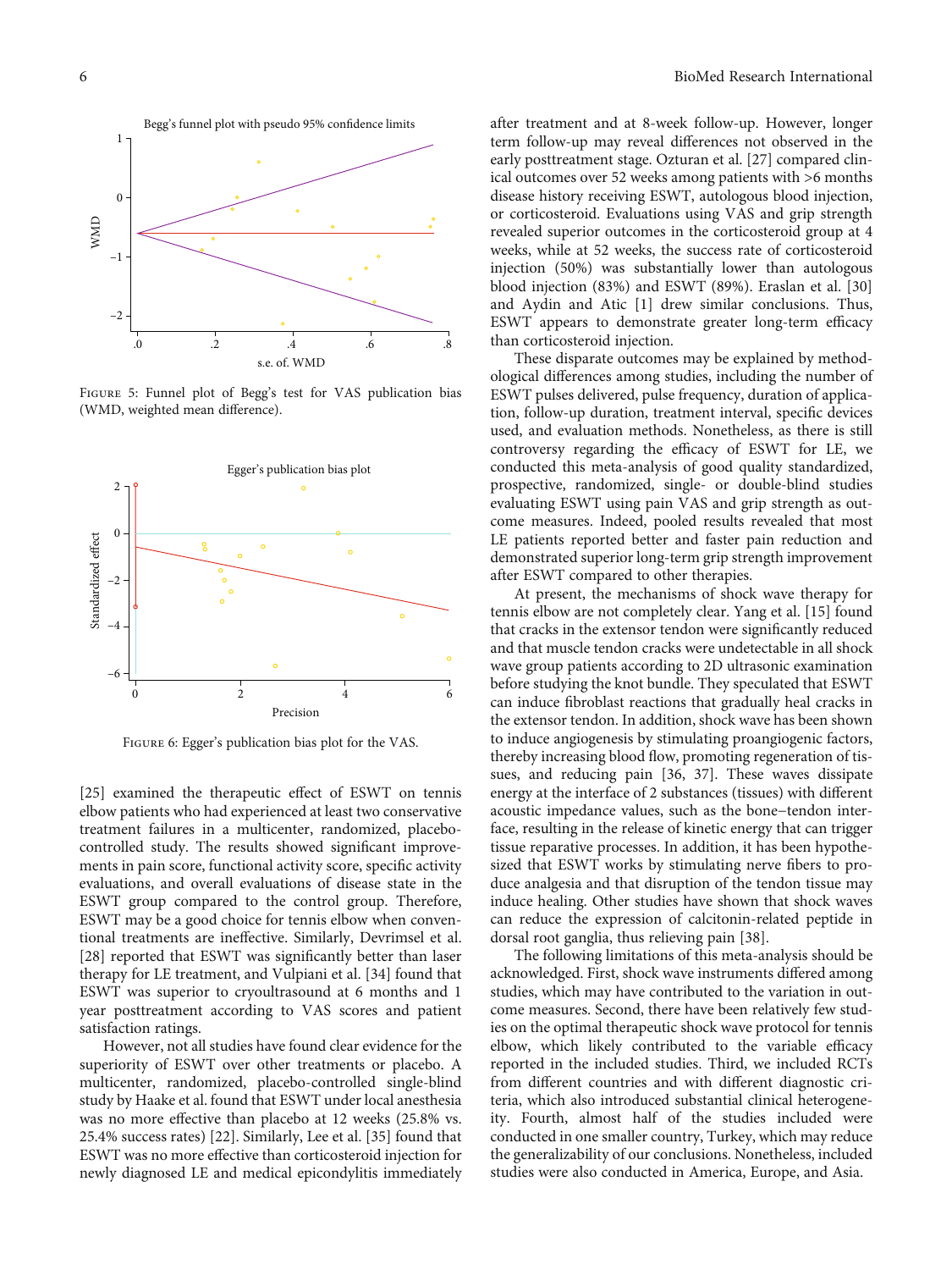Begg's funnel plot with pseudo 95% confidence limits

WMD

1

0

−1

−2

.0

.2

.4

.6

.8

s.e. of. WMD

Figure 5: Funnel plot of Begg's test for VAS publication bias (WMD, weighted mean difference).

Egger's publication bias plot

Standardized effect

2

0

−2

−4

−6

0

2

4

6

Precision

Figure 6: Egger's publication bias plot for the VAS.

[25] examined the therapeutic effect of ESWT on tennis elbow patients who had experienced at least two conservative treatment failures in a multicenter, randomized, placebo-controlled study. The results showed significant improvements in pain score, functional activity score, specific activity evaluations, and overall evaluations of disease state in the ESWT group compared to the control group. Therefore, ESWT may be a good choice for tennis elbow when conventional treatments are ineffective. Similarly, Devrimsel et al. [28] reported that ESWT was significantly better than laser therapy for LE treatment, and Vulpiani et al. [34] found that ESWT was superior to cryoultrasound at 6 months and 1 year posttreatment according to VAS scores and patient satisfaction ratings.

However, not all studies have found clear evidence for the superiority of ESWT over other treatments or placebo. A multicenter, randomized, placebo-controlled single-blind study by Haake et al. found that ESWT under local anesthesia was no more effective than placebo at 12 weeks (25.8% vs. 25.4% success rates) [22]. Similarly, Lee et al. [35] found that ESWT was no more effective than corticosteroid injection for newly diagnosed LE and medical epicondylitis immediately after treatment and at 8-week follow-up. However, longer term follow-up may reveal differences not observed in the early posttreatment stage. Ozturan et al. [27] compared clinical outcomes over 52 weeks among patients with >6 months disease history receiving ESWT, autologous blood injection, or corticosteroid. Evaluations using VAS and grip strength revealed superior outcomes in the corticosteroid group at 4 weeks, while at 52 weeks, the success rate of corticosteroid injection (50%) was substantially lower than autologous blood injection (83%) and ESWT (89%). Eraslan et al. [30] and Aydin and Atic [1] drew similar conclusions. Thus, ESWT appears to demonstrate greater long-term efficacy than corticosteroid injection.

These disparate outcomes may be explained by methodological differences among studies, including the number of ESWT pulses delivered, pulse frequency, duration of application, follow-up duration, treatment interval, specific devices used, and evaluation methods. Nonetheless, as there is still controversy regarding the efficacy of ESWT for LE, we conducted this meta-analysis of good quality standardized, prospective, randomized, single- or double-blind studies evaluating ESWT using pain VAS and grip strength as outcome measures. Indeed, pooled results revealed that most LE patients reported better and faster pain reduction and demonstrated superior long-term grip strength improvement after ESWT compared to other therapies.

At present, the mechanisms of shock wave therapy for tennis elbow are not completely clear. Yang et al. [15] found that cracks in the extensor tendon were significantly reduced and that muscle tendon cracks were undetectable in all shock wave group patients according to 2D ultrasonic examination before studying the knot bundle. They speculated that ESWT can induce fibroblast reactions that gradually heal cracks in the extensor tendon. In addition, shock wave has been shown to induce angiogenesis by stimulating proangiogenic factors, thereby increasing blood flow, promoting regeneration of tissues, and reducing pain [36, 37]. These waves dissipate energy at the interface of 2 substances (tissues) with different acoustic impedance values, such as the bone–tendon interface, resulting in the release of kinetic energy that can trigger tissue reparative processes. In addition, it has been hypothesized that ESWT works by stimulating nerve fibers to produce analgesia and that disruption of the tendon tissue may induce healing. Other studies have shown that shock waves can reduce the expression of calcitonin-related peptide in dorsal root ganglia, thus relieving pain [38].

The following limitations of this meta-analysis should be acknowledged. First, shock wave instruments differed among studies, which may have contributed to the variation in outcome measures. Second, there have been relatively few studies on the optimal therapeutic shock wave protocol for tennis elbow, which likely contributed to the variable efficacy reported in the included studies. Third, we included RCTs from different countries and with different diagnostic criteria, which also introduced substantial clinical heterogeneity. Fourth, almost half of the studies included were conducted in one smaller country, Turkey, which may reduce the generalizability of our conclusions. Nonetheless, included studies were also conducted in America, Europe, and Asia.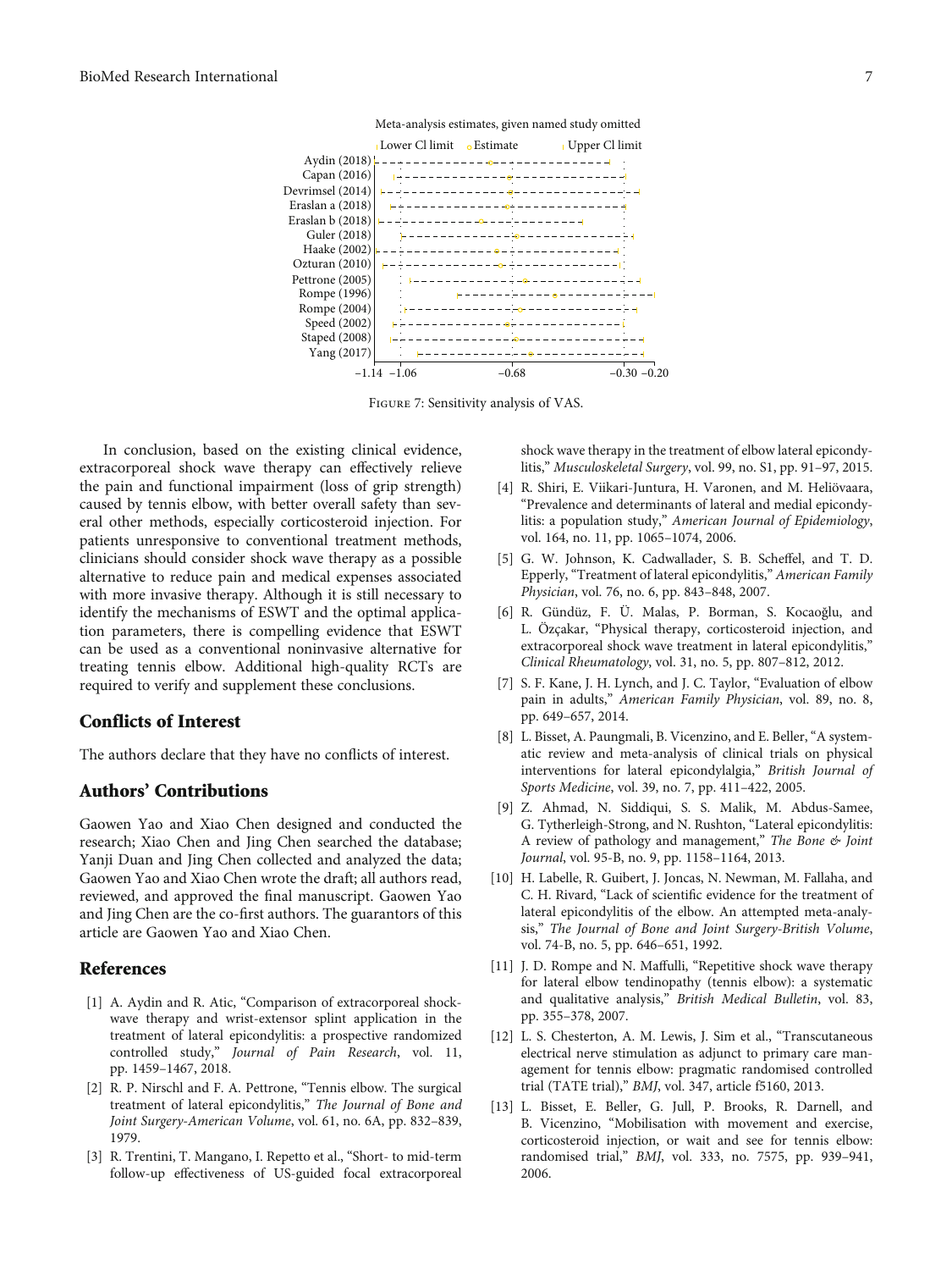Meta-analysis estimates, given named study omitted

Lower CI limit   Estimate   Upper CI limit

Aydin (2018)
Capan (2016)
Devrimsel (2014)
Eraslan a (2018)
Eraslan b (2018)
Guler (2018)
Haake (2002)
Ozturan (2010)
Pettrone (2005)
Rompe (1996)
Rompe (2004)
Speed (2002)
Staped (2008)
Yang (2017)

−1.14 −1.06   −0.68   −0.30 −0.20

Figure 7: Sensitivity analysis of VAS.

In conclusion, based on the existing clinical evidence, extracorporeal shock wave therapy can effectively relieve the pain and functional impairment (loss of grip strength) caused by tennis elbow, with better overall safety than several other methods, especially corticosteroid injection. For patients unresponsive to conventional treatment methods, clinicians should consider shock wave therapy as a possible alternative to reduce pain and medical expenses associated with more invasive therapy. Although it is still necessary to identify the mechanisms of ESWT and the optimal application parameters, there is compelling evidence that ESWT can be used as a conventional noninvasive alternative for treating tennis elbow. Additional high-quality RCTs are required to verify and supplement these conclusions.

## Conflicts of Interest

The authors declare that they have no conflicts of interest.

## Authors' Contributions

Gaowen Yao and Xiao Chen designed and conducted the research; Xiao Chen and Jing Chen searched the database; Yanji Duan and Jing Chen collected and analyzed the data; Gaowen Yao and Xiao Chen wrote the draft; all authors read, reviewed, and approved the final manuscript. Gaowen Yao and Jing Chen are the co-first authors. The guarantors of this article are Gaowen Yao and Xiao Chen.

## References

[1] A. Aydin and R. Atic, "Comparison of extracorporeal shock-wave therapy and wrist-extensor splint application in the treatment of lateral epicondylitis: a prospective randomized controlled study," *Journal of Pain Research*, vol. 11, pp. 1459–1467, 2018.

[2] R. P. Nirschl and F. A. Pettrone, "Tennis elbow. The surgical treatment of lateral epicondylitis," *The Journal of Bone and Joint Surgery-American Volume*, vol. 61, no. 6A, pp. 832–839, 1979.

[3] R. Trentini, T. Mangano, I. Repetto et al., "Short- to mid-term follow-up effectiveness of US-guided focal extracorporeal shock wave therapy in the treatment of elbow lateral epicondylitis," *Musculoskeletal Surgery*, vol. 99, no. S1, pp. 91–97, 2015.

[4] R. Shiri, E. Viikari-Juntura, H. Varonen, and M. Heliövaara, "Prevalence and determinants of lateral and medial epicondylitis: a population study," *American Journal of Epidemiology*, vol. 164, no. 11, pp. 1065–1074, 2006.

[5] G. W. Johnson, K. Cadwallader, S. B. Scheffel, and T. D. Epperly, "Treatment of lateral epicondylitis," *American Family Physician*, vol. 76, no. 6, pp. 843–848, 2007.

[6] R. Gündüz, F. Ü. Malas, P. Borman, S. Kocaoğlu, and L. Özçakar, "Physical therapy, corticosteroid injection, and extracorporeal shock wave treatment in lateral epicondylitis," *Clinical Rheumatology*, vol. 31, no. 5, pp. 807–812, 2012.

[7] S. F. Kane, J. H. Lynch, and J. C. Taylor, "Evaluation of elbow pain in adults," *American Family Physician*, vol. 89, no. 8, pp. 649–657, 2014.

[8] L. Bisset, A. Paungmali, B. Vicenzino, and E. Beller, "A systematic review and meta-analysis of clinical trials on physical interventions for lateral epicondylalgia," *British Journal of Sports Medicine*, vol. 39, no. 7, pp. 411–422, 2005.

[9] Z. Ahmad, N. Siddiqui, S. S. Malik, M. Abdus-Samee, G. Tytherleigh-Strong, and N. Rushton, "Lateral epicondylitis: A review of pathology and management," *The Bone & Joint Journal*, vol. 95-B, no. 9, pp. 1158–1164, 2013.

[10] H. Labelle, R. Guibert, J. Joncas, N. Newman, M. Fallaha, and C. H. Rivard, "Lack of scientific evidence for the treatment of lateral epicondylitis of the elbow. An attempted meta-analysis," *The Journal of Bone and Joint Surgery-British Volume*, vol. 74-B, no. 5, pp. 646–651, 1992.

[11] J. D. Rompe and N. Maffulli, "Repetitive shock wave therapy for lateral elbow tendinopathy (tennis elbow): a systematic and qualitative analysis," *British Medical Bulletin*, vol. 83, pp. 355–378, 2007.

[12] L. S. Chesterton, A. M. Lewis, J. Sim et al., "Transcutaneous electrical nerve stimulation as adjunct to primary care management for tennis elbow: pragmatic randomised controlled trial (TATE trial)," *BMJ*, vol. 347, article f5160, 2013.

[13] L. Bisset, E. Beller, G. Jull, P. Brooks, R. Darnell, and B. Vicenzino, "Mobilisation with movement and exercise, corticosteroid injection, or wait and see for tennis elbow: randomised trial," *BMJ*, vol. 333, no. 7575, pp. 939–941, 2006.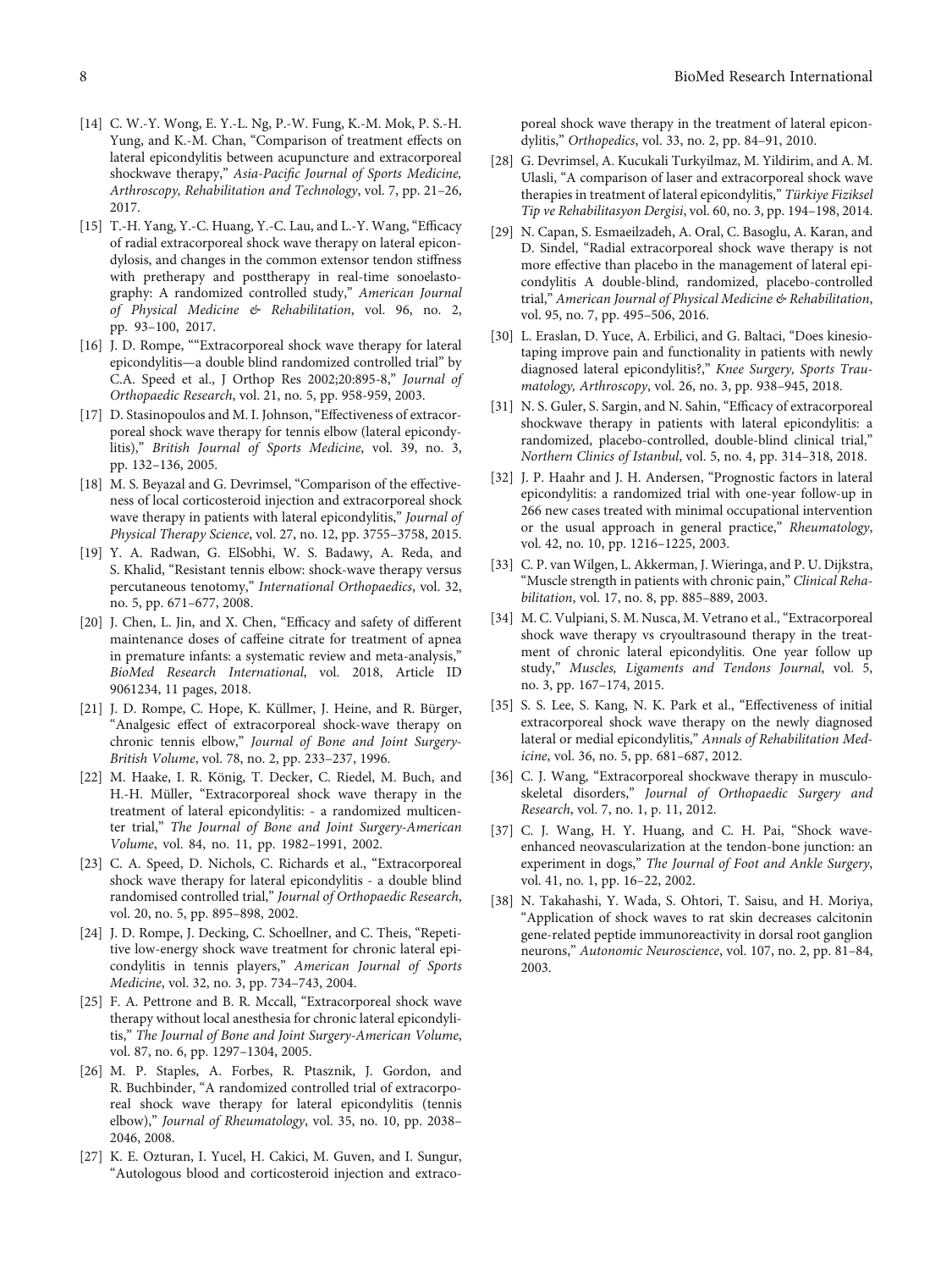[14] C. W.-Y. Wong, E. Y.-L. Ng, P.-W. Fung, K.-M. Mok, P. S.-H. Yung, and K.-M. Chan, "Comparison of treatment effects on lateral epicondylitis between acupuncture and extracorporeal shockwave therapy," *Asia-Pacific Journal of Sports Medicine, Arthroscopy, Rehabilitation and Technology*, vol. 7, pp. 21–26, 2017.

[15] T.-H. Yang, Y.-C. Huang, Y.-C. Lau, and L.-Y. Wang, "Efficacy of radial extracorporeal shock wave therapy on lateral epicondylosis, and changes in the common extensor tendon stiffness with pretherapy and posttherapy in real-time sonoelastography: A randomized controlled study," *American Journal of Physical Medicine & Rehabilitation*, vol. 96, no. 2, pp. 93–100, 2017.

[16] J. D. Rompe, ""Extracorporeal shock wave therapy for lateral epicondylitis—a double blind randomized controlled trial" by C.A. Speed et al., J Orthop Res 2002;20:895-8," *Journal of Orthopaedic Research*, vol. 21, no. 5, pp. 958-959, 2003.

[17] D. Stasinopoulos and M. I. Johnson, "Effectiveness of extracorporeal shock wave therapy for tennis elbow (lateral epicondylitis)," *British Journal of Sports Medicine*, vol. 39, no. 3, pp. 132–136, 2005.

[18] M. S. Beyazal and G. Devrimsel, "Comparison of the effectiveness of local corticosteroid injection and extracorporeal shock wave therapy in patients with lateral epicondylitis," *Journal of Physical Therapy Science*, vol. 27, no. 12, pp. 3755–3758, 2015.

[19] Y. A. Radwan, G. ElSobhi, W. S. Badawy, A. Reda, and S. Khalid, "Resistant tennis elbow: shock-wave therapy versus percutaneous tenotomy," *International Orthopaedics*, vol. 32, no. 5, pp. 671–677, 2008.

[20] J. Chen, L. Jin, and X. Chen, "Efficacy and safety of different maintenance doses of caffeine citrate for treatment of apnea in premature infants: a systematic review and meta-analysis," *BioMed Research International*, vol. 2018, Article ID 9061234, 11 pages, 2018.

[21] J. D. Rompe, C. Hope, K. Küllmer, J. Heine, and R. Bürger, "Analgesic effect of extracorporeal shock-wave therapy on chronic tennis elbow," *Journal of Bone and Joint Surgery-British Volume*, vol. 78, no. 2, pp. 233–237, 1996.

[22] M. Haake, I. R. König, T. Decker, C. Riedel, M. Buch, and H.-H. Müller, "Extracorporeal shock wave therapy in the treatment of lateral epicondylitis: - a randomized multicenter trial," *The Journal of Bone and Joint Surgery-American Volume*, vol. 84, no. 11, pp. 1982–1991, 2002.

[23] C. A. Speed, D. Nichols, C. Richards et al., "Extracorporeal shock wave therapy for lateral epicondylitis - a double blind randomised controlled trial," *Journal of Orthopaedic Research*, vol. 20, no. 5, pp. 895–898, 2002.

[24] J. D. Rompe, J. Decking, C. Schoellner, and C. Theis, "Repetitive low-energy shock wave treatment for chronic lateral epicondylitis in tennis players," *American Journal of Sports Medicine*, vol. 32, no. 3, pp. 734–743, 2004.

[25] F. A. Pettrone and B. R. Mccall, "Extracorporeal shock wave therapy without local anesthesia for chronic lateral epicondylitis," *The Journal of Bone and Joint Surgery-American Volume*, vol. 87, no. 6, pp. 1297–1304, 2005.

[26] M. P. Staples, A. Forbes, R. Ptasznik, J. Gordon, and R. Buchbinder, "A randomized controlled trial of extracorporeal shock wave therapy for lateral epicondylitis (tennis elbow)," *Journal of Rheumatology*, vol. 35, no. 10, pp. 2038–2046, 2008.

[27] K. E. Ozturan, I. Yucel, H. Cakici, M. Guven, and I. Sungur, "Autologous blood and corticosteroid injection and extracorporeal shock wave therapy in the treatment of lateral epicondylitis," *Orthopedics*, vol. 33, no. 2, pp. 84–91, 2010.

[28] G. Devrimsel, A. Kucukali Turkyilmaz, M. Yildirim, and A. M. Ulasli, "A comparison of laser and extracorporeal shock wave therapies in treatment of lateral epicondylitis," *Türkiye Fiziksel Tip ve Rehabilitasyon Dergisi*, vol. 60, no. 3, pp. 194–198, 2014.

[29] N. Capan, S. Esmaeilzadeh, A. Oral, C. Basoglu, A. Karan, and D. Sindel, "Radial extracorporeal shock wave therapy is not more effective than placebo in the management of lateral epicondylitis A double-blind, randomized, placebo-controlled trial," *American Journal of Physical Medicine & Rehabilitation*, vol. 95, no. 7, pp. 495–506, 2016.

[30] L. Eraslan, D. Yuce, A. Erbilici, and G. Baltaci, "Does kinesiotaping improve pain and functionality in patients with newly diagnosed lateral epicondylitis?," *Knee Surgery, Sports Traumatology, Arthroscopy*, vol. 26, no. 3, pp. 938–945, 2018.

[31] N. S. Guler, S. Sargin, and N. Sahin, "Efficacy of extracorporeal shockwave therapy in patients with lateral epicondylitis: a randomized, placebo-controlled, double-blind clinical trial," *Northern Clinics of Istanbul*, vol. 5, no. 4, pp. 314–318, 2018.

[32] J. P. Haahr and J. H. Andersen, "Prognostic factors in lateral epicondylitis: a randomized trial with one-year follow-up in 266 new cases treated with minimal occupational intervention or the usual approach in general practice," *Rheumatology*, vol. 42, no. 10, pp. 1216–1225, 2003.

[33] C. P. van Wilgen, L. Akkerman, J. Wieringa, and P. U. Dijkstra, "Muscle strength in patients with chronic pain," *Clinical Rehabilitation*, vol. 17, no. 8, pp. 885–889, 2003.

[34] M. C. Vulpiani, S. M. Nusca, M. Vetrano et al., "Extracorporeal shock wave therapy vs cryoultrasound therapy in the treatment of chronic lateral epicondylitis. One year follow up study," *Muscles, Ligaments and Tendons Journal*, vol. 5, no. 3, pp. 167–174, 2015.

[35] S. S. Lee, S. Kang, N. K. Park et al., "Effectiveness of initial extracorporeal shock wave therapy on the newly diagnosed lateral or medial epicondylitis," *Annals of Rehabilitation Medicine*, vol. 36, no. 5, pp. 681–687, 2012.

[36] C. J. Wang, "Extracorporeal shockwave therapy in musculoskeletal disorders," *Journal of Orthopaedic Surgery and Research*, vol. 7, no. 1, p. 11, 2012.

[37] C. J. Wang, H. Y. Huang, and C. H. Pai, "Shock wave-enhanced neovascularization at the tendon-bone junction: an experiment in dogs," *The Journal of Foot and Ankle Surgery*, vol. 41, no. 1, pp. 16–22, 2002.

[38] N. Takahashi, Y. Wada, S. Ohtori, T. Saisu, and H. Moriya, "Application of shock waves to rat skin decreases calcitonin gene-related peptide immunoreactivity in dorsal root ganglion neurons," *Autonomic Neuroscience*, vol. 107, no. 2, pp. 81–84, 2003.